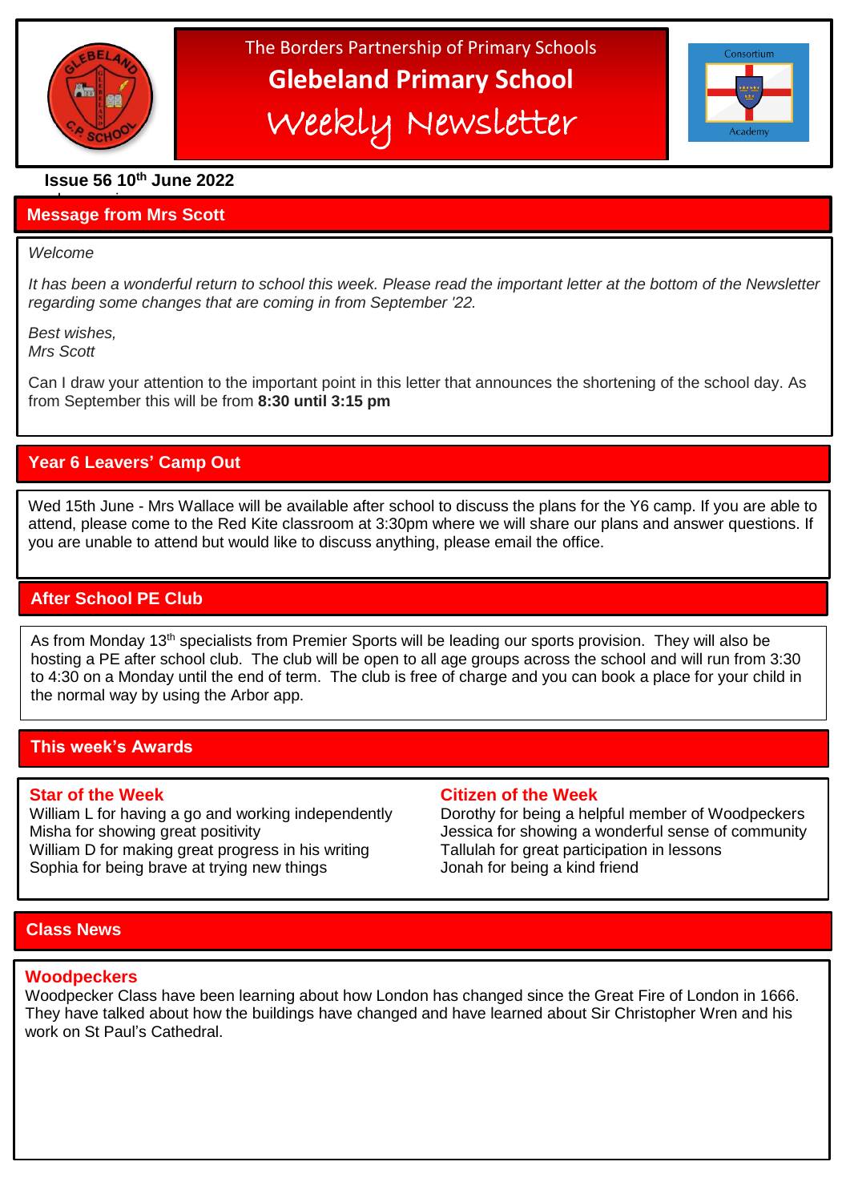The Borders Partnership of Primary Schools

# Glebeland Primary School

## Weekly Newsletter

**Issue 56 10th June 2022**

## Message from Mrs Scott

*Welcome*

*It has been a wonderful return to school this week. Please read the important letter at the bottom of the Newsletter regarding some changes that are coming in from September '22.*

*Best wishes,*
*Mrs Scott*

Can I draw your attention to the important point in this letter that announces the shortening of the school day. As from September this will be from **8:30 until 3:15 pm**

## Year 6 Leavers' Camp Out

Wed 15th June - Mrs Wallace will be available after school to discuss the plans for the Y6 camp. If you are able to attend, please come to the Red Kite classroom at 3:30pm where we will share our plans and answer questions. If you are unable to attend but would like to discuss anything, please email the office.

## After School PE Club

As from Monday 13th specialists from Premier Sports will be leading our sports provision. They will also be hosting a PE after school club. The club will be open to all age groups across the school and will run from 3:30 to 4:30 on a Monday until the end of term. The club is free of charge and you can book a place for your child in the normal way by using the Arbor app.

## This week's Awards

### Star of the Week

William L for having a go and working independently
Misha for showing great positivity
William D for making great progress in his writing
Sophia for being brave at trying new things

### Citizen of the Week

Dorothy for being a helpful member of Woodpeckers
Jessica for showing a wonderful sense of community
Tallulah for great participation in lessons
Jonah for being a kind friend

## Class News

### Woodpeckers

Woodpecker Class have been learning about how London has changed since the Great Fire of London in 1666. They have talked about how the buildings have changed and have learned about Sir Christopher Wren and his work on St Paul's Cathedral.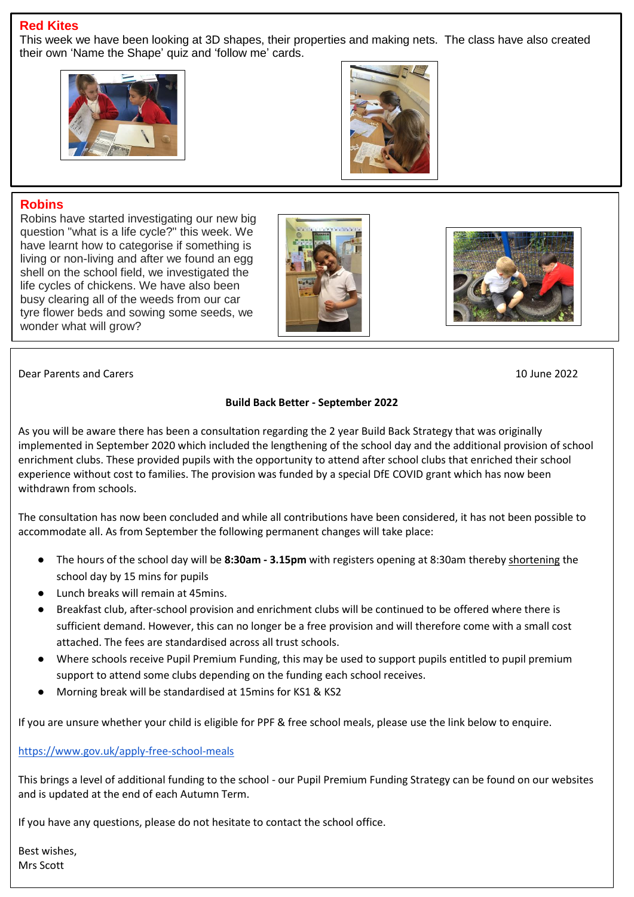## Red Kites

This week we have been looking at 3D shapes, their properties and making nets. The class have also created their own 'Name the Shape' quiz and 'follow me' cards.

## Robins

Robins have started investigating our new big question "what is a life cycle?" this week. We have learnt how to categorise if something is living or non-living and after we found an egg shell on the school field, we investigated the life cycles of chickens. We have also been busy clearing all of the weeds from our car tyre flower beds and sowing some seeds, we wonder what will grow?

---

Dear Parents and Carers

10 June 2022

**Build Back Better - September 2022**

As you will be aware there has been a consultation regarding the 2 year Build Back Strategy that was originally implemented in September 2020 which included the lengthening of the school day and the additional provision of school enrichment clubs. These provided pupils with the opportunity to attend after school clubs that enriched their school experience without cost to families. The provision was funded by a special DfE COVID grant which has now been withdrawn from schools.

The consultation has now been concluded and while all contributions have been considered, it has not been possible to accommodate all. As from September the following permanent changes will take place:

- The hours of the school day will be **8:30am - 3.15pm** with registers opening at 8:30am thereby <u>shortening</u> the school day by 15 mins for pupils
- Lunch breaks will remain at 45mins.
- Breakfast club, after-school provision and enrichment clubs will be continued to be offered where there is sufficient demand. However, this can no longer be a free provision and will therefore come with a small cost attached. The fees are standardised across all trust schools.
- Where schools receive Pupil Premium Funding, this may be used to support pupils entitled to pupil premium support to attend some clubs depending on the funding each school receives.
- Morning break will be standardised at 15mins for KS1 & KS2

If you are unsure whether your child is eligible for PPF & free school meals, please use the link below to enquire.

https://www.gov.uk/apply-free-school-meals

This brings a level of additional funding to the school - our Pupil Premium Funding Strategy can be found on our websites and is updated at the end of each Autumn Term.

If you have any questions, please do not hesitate to contact the school office.

Best wishes,
Mrs Scott